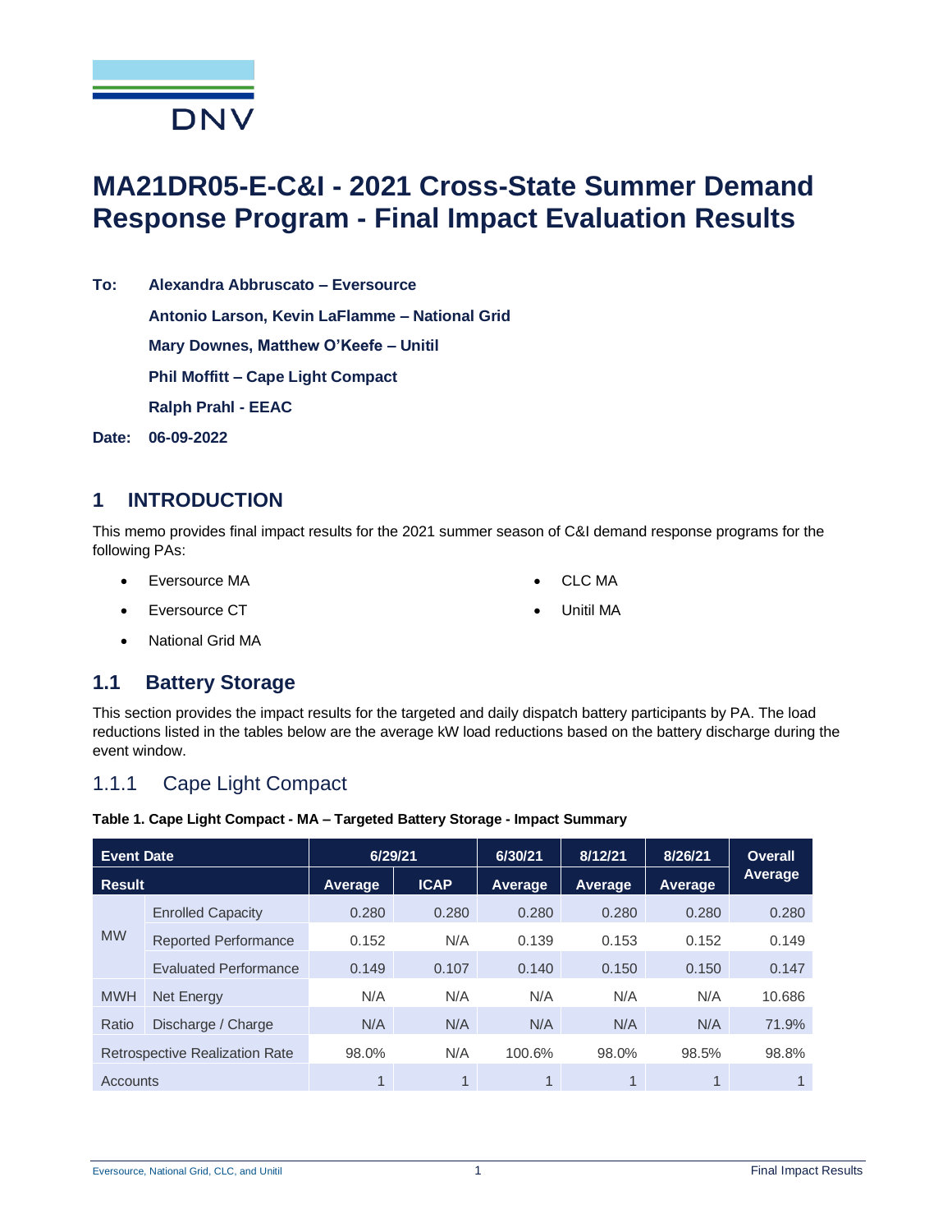# MA21DR05-E-C&I - 2021 Cross-State Summer Demand Response Program - Final Impact Evaluation Results

**To:** **Alexandra Abbruscato – Eversource**

**Antonio Larson, Kevin LaFlamme – National Grid**

**Mary Downes, Matthew O'Keefe – Unitil**

**Phil Moffitt – Cape Light Compact**

**Ralph Prahl - EEAC**

**Date:** **06-09-2022**

## 1 INTRODUCTION

This memo provides final impact results for the 2021 summer season of C&I demand response programs for the following PAs:

- Eversource MA
- Eversource CT
- National Grid MA
- CLC MA
- Unitil MA

### 1.1 Battery Storage

This section provides the impact results for the targeted and daily dispatch battery participants by PA. The load reductions listed in the tables below are the average kW load reductions based on the battery discharge during the event window.

### 1.1.1 Cape Light Compact

**Table 1. Cape Light Compact - MA – Targeted Battery Storage - Impact Summary**

| Event Date | | 6/29/21 | | 6/30/21 | 8/12/21 | 8/26/21 | Overall Average |
|---|---|---|---|---|---|---|---|
| Result | | Average | ICAP | Average | Average | Average | |
| MW | Enrolled Capacity | 0.280 | 0.280 | 0.280 | 0.280 | 0.280 | 0.280 |
| | Reported Performance | 0.152 | N/A | 0.139 | 0.153 | 0.152 | 0.149 |
| | Evaluated Performance | 0.149 | 0.107 | 0.140 | 0.150 | 0.150 | 0.147 |
| MWH | Net Energy | N/A | N/A | N/A | N/A | N/A | 10.686 |
| Ratio | Discharge / Charge | N/A | N/A | N/A | N/A | N/A | 71.9% |
| Retrospective Realization Rate | | 98.0% | N/A | 100.6% | 98.0% | 98.5% | 98.8% |
| Accounts | | 1 | 1 | 1 | 1 | 1 | 1 |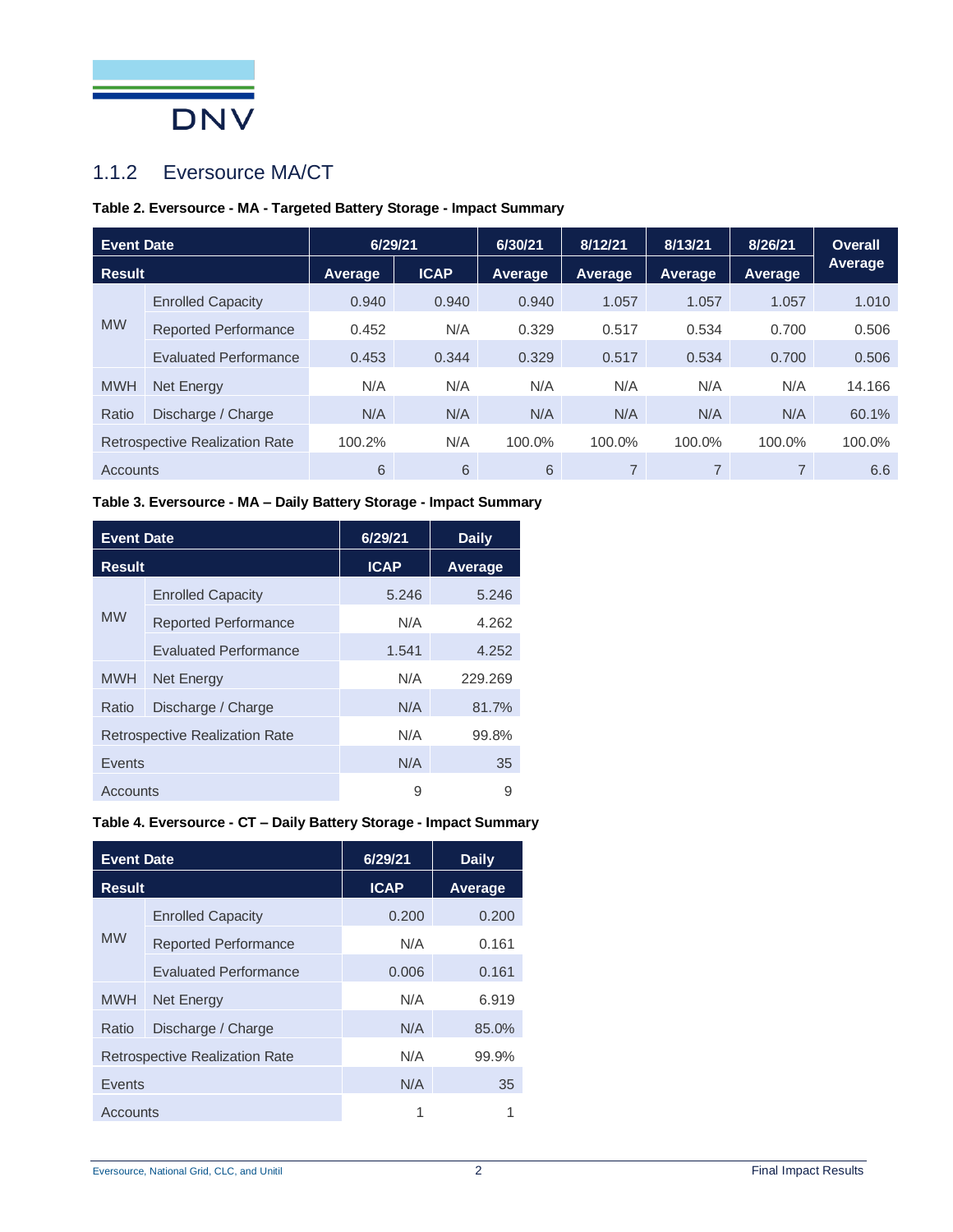### 1.1.2 Eversource MA/CT

**Table 2. Eversource - MA - Targeted Battery Storage - Impact Summary**

| Event Date | | 6/29/21 | | 6/30/21 | 8/12/21 | 8/13/21 | 8/26/21 | Overall Average |
|---|---|---|---|---|---|---|---|---|
| Result | | Average | ICAP | Average | Average | Average | Average | |
| MW | Enrolled Capacity | 0.940 | 0.940 | 0.940 | 1.057 | 1.057 | 1.057 | 1.010 |
| | Reported Performance | 0.452 | N/A | 0.329 | 0.517 | 0.534 | 0.700 | 0.506 |
| | Evaluated Performance | 0.453 | 0.344 | 0.329 | 0.517 | 0.534 | 0.700 | 0.506 |
| MWH | Net Energy | N/A | N/A | N/A | N/A | N/A | N/A | 14.166 |
| Ratio | Discharge / Charge | N/A | N/A | N/A | N/A | N/A | N/A | 60.1% |
| Retrospective Realization Rate | | 100.2% | N/A | 100.0% | 100.0% | 100.0% | 100.0% | 100.0% |
| Accounts | | 6 | 6 | 6 | 7 | 7 | 7 | 6.6 |

**Table 3. Eversource - MA – Daily Battery Storage - Impact Summary**

| Event Date | | 6/29/21 | Daily |
|---|---|---|---|
| Result | | ICAP | Average |
| MW | Enrolled Capacity | 5.246 | 5.246 |
| | Reported Performance | N/A | 4.262 |
| | Evaluated Performance | 1.541 | 4.252 |
| MWH | Net Energy | N/A | 229.269 |
| Ratio | Discharge / Charge | N/A | 81.7% |
| Retrospective Realization Rate | | N/A | 99.8% |
| Events | | N/A | 35 |
| Accounts | | 9 | 9 |

**Table 4. Eversource - CT – Daily Battery Storage - Impact Summary**

| Event Date | | 6/29/21 | Daily |
|---|---|---|---|
| Result | | ICAP | Average |
| MW | Enrolled Capacity | 0.200 | 0.200 |
| | Reported Performance | N/A | 0.161 |
| | Evaluated Performance | 0.006 | 0.161 |
| MWH | Net Energy | N/A | 6.919 |
| Ratio | Discharge / Charge | N/A | 85.0% |
| Retrospective Realization Rate | | N/A | 99.9% |
| Events | | N/A | 35 |
| Accounts | | 1 | 1 |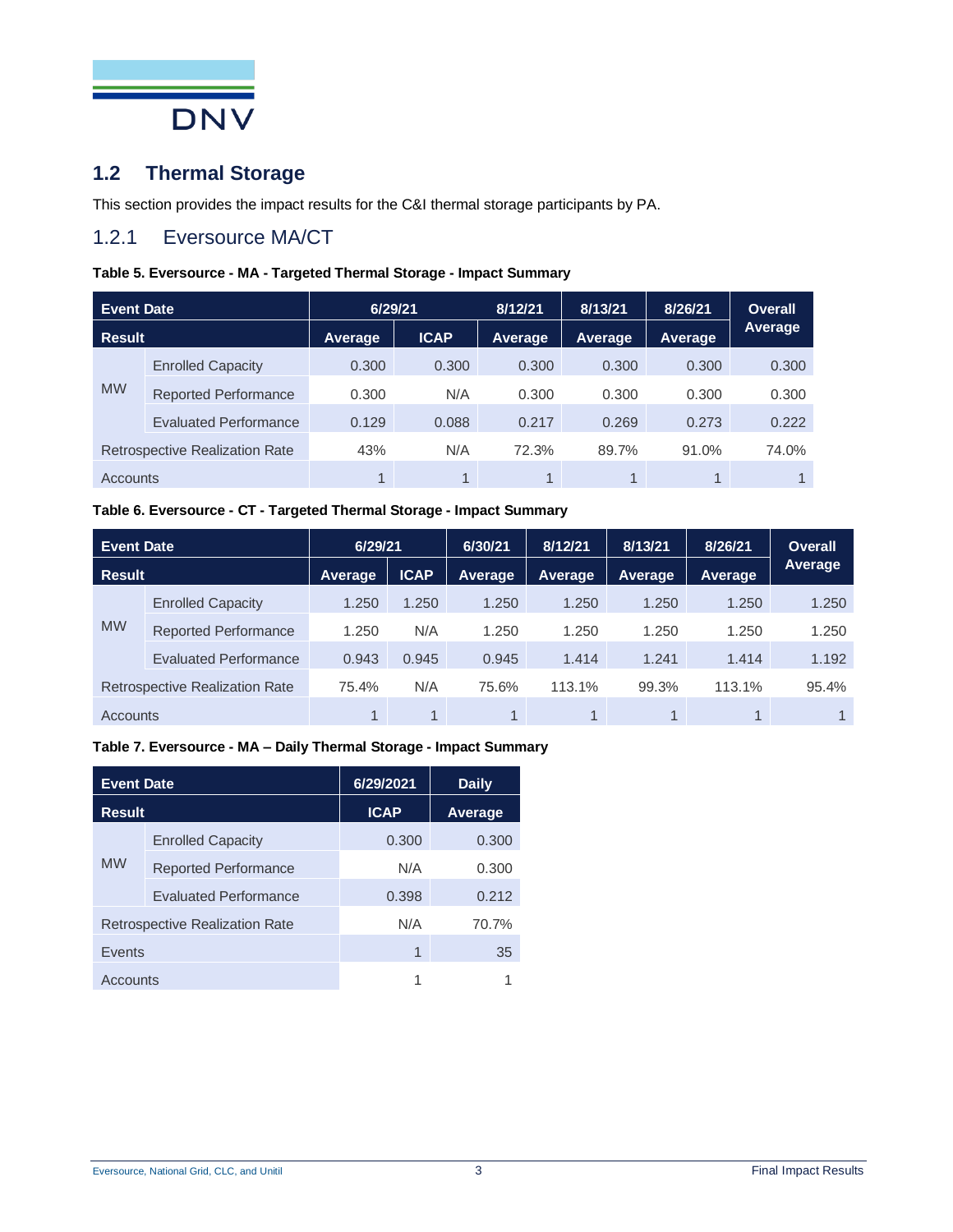## 1.2 Thermal Storage

This section provides the impact results for the C&I thermal storage participants by PA.

### 1.2.1 Eversource MA/CT

**Table 5. Eversource - MA - Targeted Thermal Storage - Impact Summary**

| Event Date | | 6/29/21 | | 8/12/21 | 8/13/21 | 8/26/21 | Overall Average |
|---|---|---|---|---|---|---|---|
| **Result** | | **Average** | **ICAP** | **Average** | **Average** | **Average** | |
| MW | Enrolled Capacity | 0.300 | 0.300 | 0.300 | 0.300 | 0.300 | 0.300 |
| | Reported Performance | 0.300 | N/A | 0.300 | 0.300 | 0.300 | 0.300 |
| | Evaluated Performance | 0.129 | 0.088 | 0.217 | 0.269 | 0.273 | 0.222 |
| Retrospective Realization Rate | | 43% | N/A | 72.3% | 89.7% | 91.0% | 74.0% |
| Accounts | | 1 | 1 | 1 | 1 | 1 | 1 |

**Table 6. Eversource - CT - Targeted Thermal Storage - Impact Summary**

| Event Date | | 6/29/21 | | 6/30/21 | 8/12/21 | 8/13/21 | 8/26/21 | Overall Average |
|---|---|---|---|---|---|---|---|---|
| **Result** | | **Average** | **ICAP** | **Average** | **Average** | **Average** | **Average** | |
| MW | Enrolled Capacity | 1.250 | 1.250 | 1.250 | 1.250 | 1.250 | 1.250 | 1.250 |
| | Reported Performance | 1.250 | N/A | 1.250 | 1.250 | 1.250 | 1.250 | 1.250 |
| | Evaluated Performance | 0.943 | 0.945 | 0.945 | 1.414 | 1.241 | 1.414 | 1.192 |
| Retrospective Realization Rate | | 75.4% | N/A | 75.6% | 113.1% | 99.3% | 113.1% | 95.4% |
| Accounts | | 1 | 1 | 1 | 1 | 1 | 1 | 1 |

**Table 7. Eversource - MA – Daily Thermal Storage - Impact Summary**

| Event Date | | 6/29/2021 | Daily |
|---|---|---|---|
| **Result** | | **ICAP** | **Average** |
| MW | Enrolled Capacity | 0.300 | 0.300 |
| | Reported Performance | N/A | 0.300 |
| | Evaluated Performance | 0.398 | 0.212 |
| Retrospective Realization Rate | | N/A | 70.7% |
| Events | | 1 | 35 |
| Accounts | | 1 | 1 |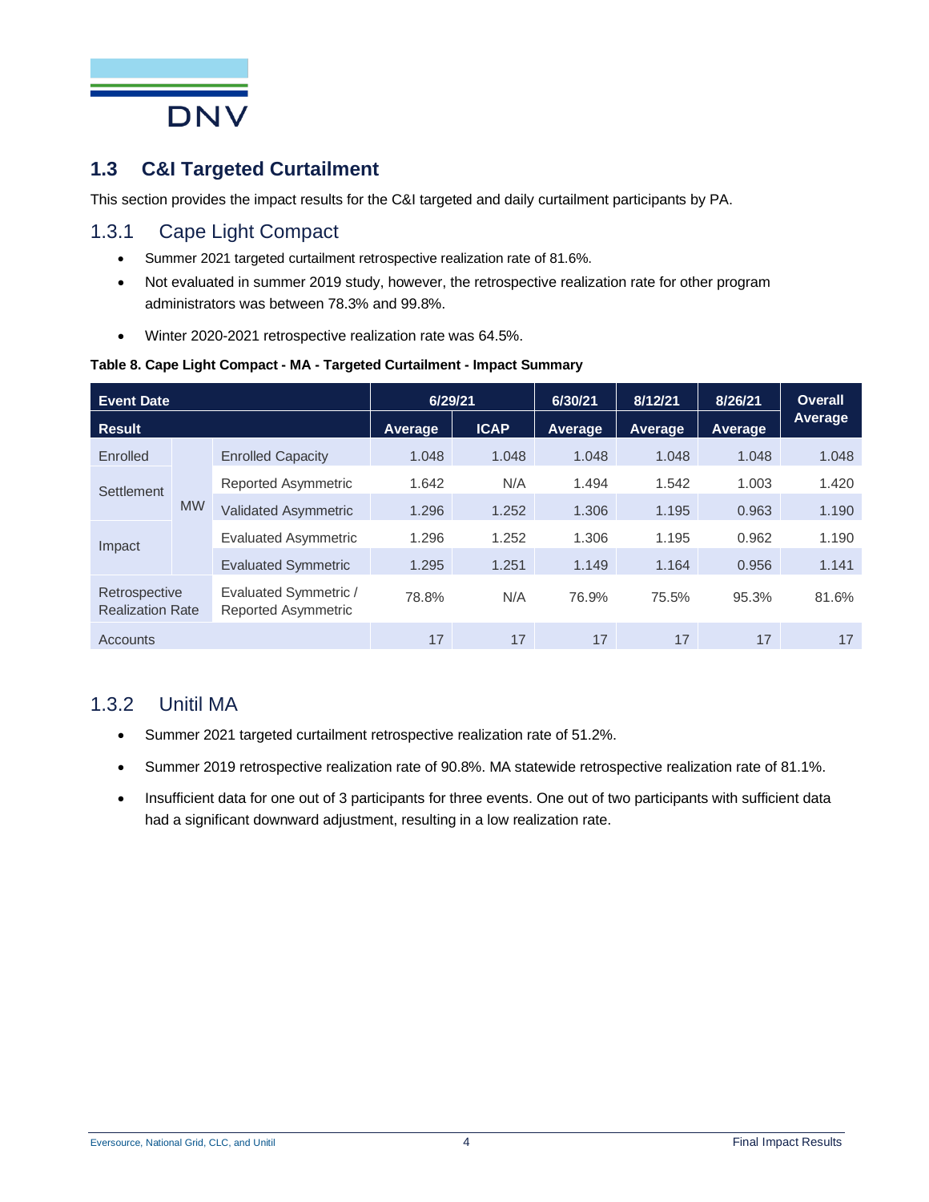## 1.3 C&I Targeted Curtailment

This section provides the impact results for the C&I targeted and daily curtailment participants by PA.

### 1.3.1 Cape Light Compact

- Summer 2021 targeted curtailment retrospective realization rate of 81.6%.
- Not evaluated in summer 2019 study, however, the retrospective realization rate for other program administrators was between 78.3% and 99.8%.
- Winter 2020-2021 retrospective realization rate was 64.5%.

**Table 8. Cape Light Compact - MA - Targeted Curtailment - Impact Summary**

| Event Date | | | 6/29/21 | | 6/30/21 | 8/12/21 | 8/26/21 | Overall Average |
|---|---|---|---|---|---|---|---|---|
| **Result** | | | **Average** | **ICAP** | **Average** | **Average** | **Average** | |
| Enrolled | MW | Enrolled Capacity | 1.048 | 1.048 | 1.048 | 1.048 | 1.048 | 1.048 |
| Settlement | MW | Reported Asymmetric | 1.642 | N/A | 1.494 | 1.542 | 1.003 | 1.420 |
| Settlement | MW | Validated Asymmetric | 1.296 | 1.252 | 1.306 | 1.195 | 0.963 | 1.190 |
| Impact | MW | Evaluated Asymmetric | 1.296 | 1.252 | 1.306 | 1.195 | 0.962 | 1.190 |
| Impact | MW | Evaluated Symmetric | 1.295 | 1.251 | 1.149 | 1.164 | 0.956 | 1.141 |
| Retrospective Realization Rate | | Evaluated Symmetric / Reported Asymmetric | 78.8% | N/A | 76.9% | 75.5% | 95.3% | 81.6% |
| Accounts | | | 17 | 17 | 17 | 17 | 17 | 17 |

### 1.3.2 Unitil MA

- Summer 2021 targeted curtailment retrospective realization rate of 51.2%.
- Summer 2019 retrospective realization rate of 90.8%. MA statewide retrospective realization rate of 81.1%.
- Insufficient data for one out of 3 participants for three events. One out of two participants with sufficient data had a significant downward adjustment, resulting in a low realization rate.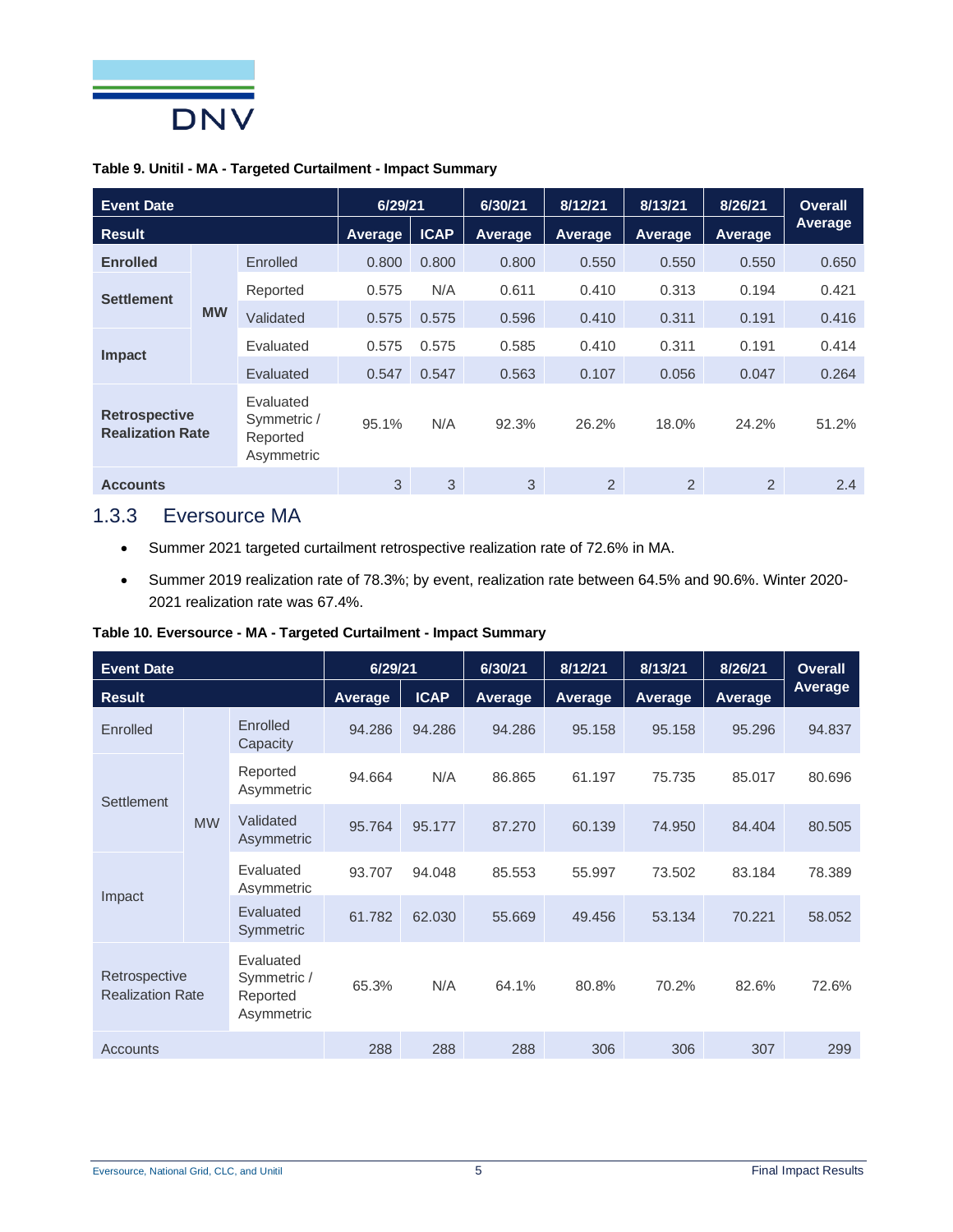**Table 9. Unitil - MA - Targeted Curtailment - Impact Summary**

| Event Date | | | 6/29/21 | | 6/30/21 | 8/12/21 | 8/13/21 | 8/26/21 | Overall Average |
|---|---|---|---|---|---|---|---|---|---|
| **Result** | | | **Average** | **ICAP** | **Average** | **Average** | **Average** | **Average** | |
| **Enrolled** | **MW** | Enrolled | 0.800 | 0.800 | 0.800 | 0.550 | 0.550 | 0.550 | 0.650 |
| **Settlement** | | Reported | 0.575 | N/A | 0.611 | 0.410 | 0.313 | 0.194 | 0.421 |
| | | Validated | 0.575 | 0.575 | 0.596 | 0.410 | 0.311 | 0.191 | 0.416 |
| **Impact** | | Evaluated | 0.575 | 0.575 | 0.585 | 0.410 | 0.311 | 0.191 | 0.414 |
| | | Evaluated | 0.547 | 0.547 | 0.563 | 0.107 | 0.056 | 0.047 | 0.264 |
| **Retrospective Realization Rate** | | Evaluated Symmetric / Reported Asymmetric | 95.1% | N/A | 92.3% | 26.2% | 18.0% | 24.2% | 51.2% |
| **Accounts** | | | 3 | 3 | 3 | 2 | 2 | 2 | 2.4 |

### 1.3.3 Eversource MA

- Summer 2021 targeted curtailment retrospective realization rate of 72.6% in MA.
- Summer 2019 realization rate of 78.3%; by event, realization rate between 64.5% and 90.6%. Winter 2020-2021 realization rate was 67.4%.

**Table 10. Eversource - MA - Targeted Curtailment - Impact Summary**

| Event Date | | | 6/29/21 | | 6/30/21 | 8/12/21 | 8/13/21 | 8/26/21 | Overall Average |
|---|---|---|---|---|---|---|---|---|---|
| **Result** | | | **Average** | **ICAP** | **Average** | **Average** | **Average** | **Average** | |
| Enrolled | MW | Enrolled Capacity | 94.286 | 94.286 | 94.286 | 95.158 | 95.158 | 95.296 | 94.837 |
| Settlement | | Reported Asymmetric | 94.664 | N/A | 86.865 | 61.197 | 75.735 | 85.017 | 80.696 |
| | | Validated Asymmetric | 95.764 | 95.177 | 87.270 | 60.139 | 74.950 | 84.404 | 80.505 |
| Impact | | Evaluated Asymmetric | 93.707 | 94.048 | 85.553 | 55.997 | 73.502 | 83.184 | 78.389 |
| | | Evaluated Symmetric | 61.782 | 62.030 | 55.669 | 49.456 | 53.134 | 70.221 | 58.052 |
| Retrospective Realization Rate | | Evaluated Symmetric / Reported Asymmetric | 65.3% | N/A | 64.1% | 80.8% | 70.2% | 82.6% | 72.6% |
| Accounts | | | 288 | 288 | 288 | 306 | 306 | 307 | 299 |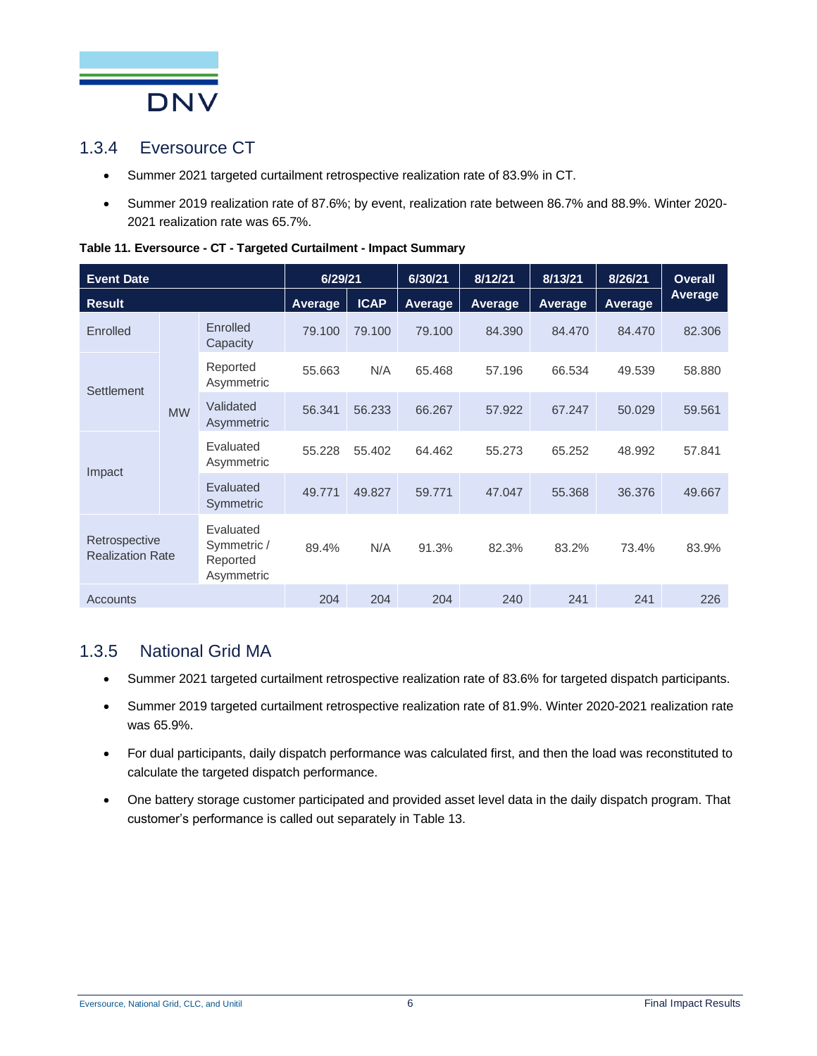### 1.3.4 Eversource CT

- Summer 2021 targeted curtailment retrospective realization rate of 83.9% in CT.
- Summer 2019 realization rate of 87.6%; by event, realization rate between 86.7% and 88.9%. Winter 2020-2021 realization rate was 65.7%.

**Table 11. Eversource - CT - Targeted Curtailment - Impact Summary**

| Event Date | | | 6/29/21 | | 6/30/21 | 8/12/21 | 8/13/21 | 8/26/21 | Overall Average |
|---|---|---|---|---|---|---|---|---|---|
| **Result** | | | **Average** | **ICAP** | **Average** | **Average** | **Average** | **Average** | |
| Enrolled | MW | Enrolled Capacity | 79.100 | 79.100 | 79.100 | 84.390 | 84.470 | 84.470 | 82.306 |
| Settlement | MW | Reported Asymmetric | 55.663 | N/A | 65.468 | 57.196 | 66.534 | 49.539 | 58.880 |
| Settlement | MW | Validated Asymmetric | 56.341 | 56.233 | 66.267 | 57.922 | 67.247 | 50.029 | 59.561 |
| Impact | MW | Evaluated Asymmetric | 55.228 | 55.402 | 64.462 | 55.273 | 65.252 | 48.992 | 57.841 |
| Impact | MW | Evaluated Symmetric | 49.771 | 49.827 | 59.771 | 47.047 | 55.368 | 36.376 | 49.667 |
| Retrospective Realization Rate | | Evaluated Symmetric / Reported Asymmetric | 89.4% | N/A | 91.3% | 82.3% | 83.2% | 73.4% | 83.9% |
| Accounts | | | 204 | 204 | 204 | 240 | 241 | 241 | 226 |

### 1.3.5 National Grid MA

- Summer 2021 targeted curtailment retrospective realization rate of 83.6% for targeted dispatch participants.
- Summer 2019 targeted curtailment retrospective realization rate of 81.9%. Winter 2020-2021 realization rate was 65.9%.
- For dual participants, daily dispatch performance was calculated first, and then the load was reconstituted to calculate the targeted dispatch performance.
- One battery storage customer participated and provided asset level data in the daily dispatch program. That customer's performance is called out separately in Table 13.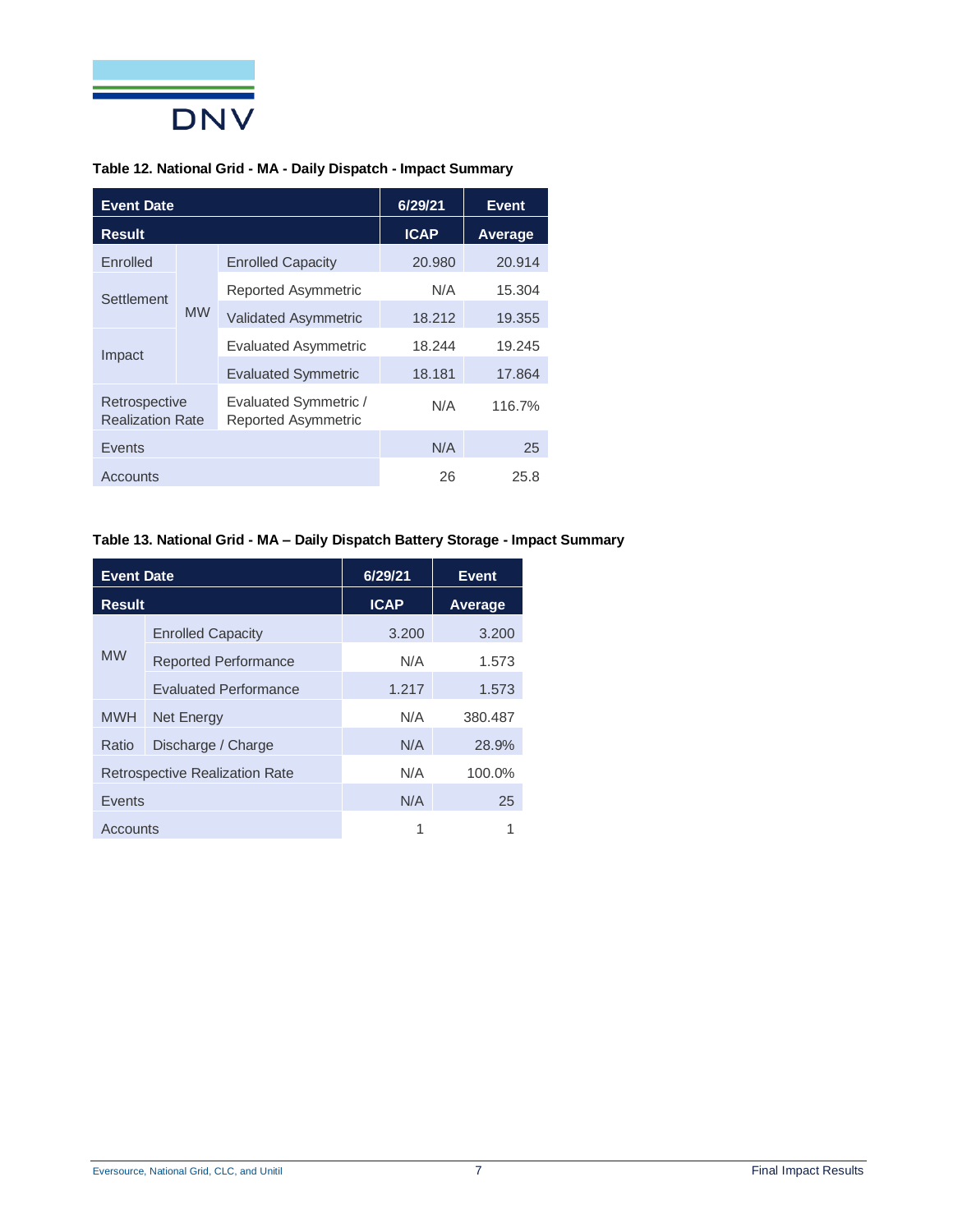**Table 12. National Grid - MA - Daily Dispatch - Impact Summary**

| Event Date | | | 6/29/21 | Event |
|---|---|---|---|---|
| **Result** | | | **ICAP** | **Average** |
| Enrolled | MW | Enrolled Capacity | 20.980 | 20.914 |
| Settlement | MW | Reported Asymmetric | N/A | 15.304 |
| | MW | Validated Asymmetric | 18.212 | 19.355 |
| Impact | MW | Evaluated Asymmetric | 18.244 | 19.245 |
| | MW | Evaluated Symmetric | 18.181 | 17.864 |
| Retrospective Realization Rate | | Evaluated Symmetric / Reported Asymmetric | N/A | 116.7% |
| Events | | | N/A | 25 |
| Accounts | | | 26 | 25.8 |

**Table 13. National Grid - MA – Daily Dispatch Battery Storage - Impact Summary**

| Event Date | | 6/29/21 | Event |
|---|---|---|---|
| **Result** | | **ICAP** | **Average** |
| MW | Enrolled Capacity | 3.200 | 3.200 |
| MW | Reported Performance | N/A | 1.573 |
| MW | Evaluated Performance | 1.217 | 1.573 |
| MWH | Net Energy | N/A | 380.487 |
| Ratio | Discharge / Charge | N/A | 28.9% |
| Retrospective Realization Rate | | N/A | 100.0% |
| Events | | N/A | 25 |
| Accounts | | 1 | 1 |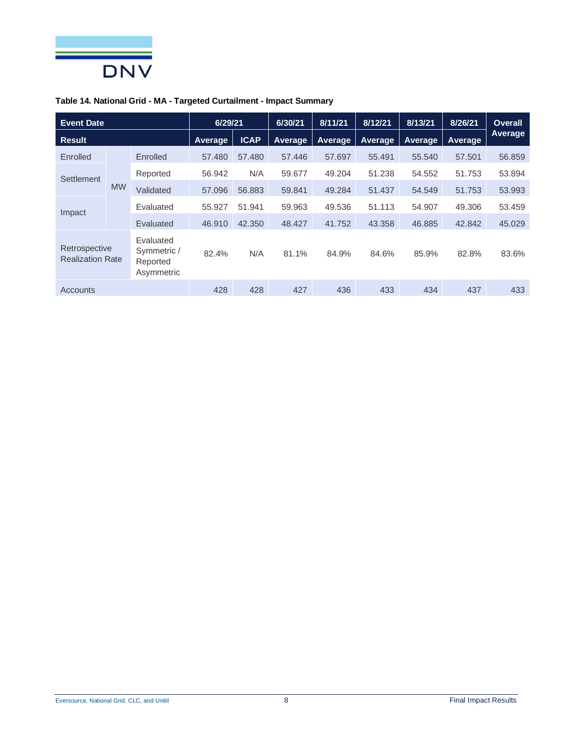**Table 14. National Grid - MA - Targeted Curtailment - Impact Summary**

| Event Date | | | 6/29/21 | | 6/30/21 | 8/11/21 | 8/12/21 | 8/13/21 | 8/26/21 | Overall Average |
|---|---|---|---|---|---|---|---|---|---|---|
| Result | | | Average | ICAP | Average | Average | Average | Average | Average | |
| Enrolled | MW | Enrolled | 57.480 | 57.480 | 57.446 | 57.697 | 55.491 | 55.540 | 57.501 | 56.859 |
| Settlement | | Reported | 56.942 | N/A | 59.677 | 49.204 | 51.238 | 54.552 | 51.753 | 53.894 |
| | | Validated | 57.096 | 56.883 | 59.841 | 49.284 | 51.437 | 54.549 | 51.753 | 53.993 |
| Impact | | Evaluated | 55.927 | 51.941 | 59.963 | 49.536 | 51.113 | 54.907 | 49.306 | 53.459 |
| | | Evaluated | 46.910 | 42.350 | 48.427 | 41.752 | 43.358 | 46.885 | 42.842 | 45.029 |
| Retrospective Realization Rate | | Evaluated Symmetric / Reported Asymmetric | 82.4% | N/A | 81.1% | 84.9% | 84.6% | 85.9% | 82.8% | 83.6% |
| Accounts | | | 428 | 428 | 427 | 436 | 433 | 434 | 437 | 433 |